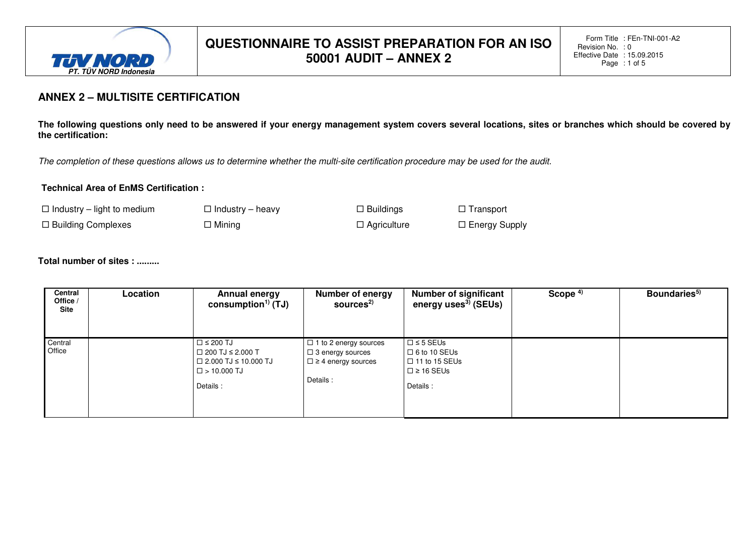# QUESTIONNAIRE TO ASSIST PREPARATION FOR AN ISO 50001 AUDIT – ANNEX 2

Form Title : FEn-TNI-001-A2
Revision No. : 0
Effective Date : 15.09.2015

## ANNEX 2 – MULTISITE CERTIFICATION

**The following questions only need to be answered if your energy management system covers several locations, sites or branches which should be covered by the certification:**

*The completion of these questions allows us to determine whether the multi-site certification procedure may be used for the audit.*

**Technical Area of EnMS Certification :**

☐ Industry – light to medium ☐ Industry – heavy ☐ Buildings ☐ Transport

☐ Building Complexes ☐ Mining ☐ Agriculture ☐ Energy Supply

**Total number of sites : .........**

| Central Office / Site | Location | Annual energy consumption[1] (TJ) | Number of energy sources[2] | Number of significant energy uses[3] (SEUs) | Scope [4] | Boundaries[5] |
|---|---|---|---|---|---|---|
| Central Office | | ☐ ≤ 200 TJ<br>☐ 200 TJ ≤ 2.000 T<br>☐ 2.000 TJ ≤ 10.000 TJ<br>☐ > 10.000 TJ<br><br>Details : | ☐ 1 to 2 energy sources<br>☐ 3 energy sources<br>☐ ≥ 4 energy sources<br><br>Details : | ☐ ≤ 5 SEUs<br>☐ 6 to 10 SEUs<br>☐ 11 to 15 SEUs<br>☐ ≥ 16 SEUs<br><br>Details : | | |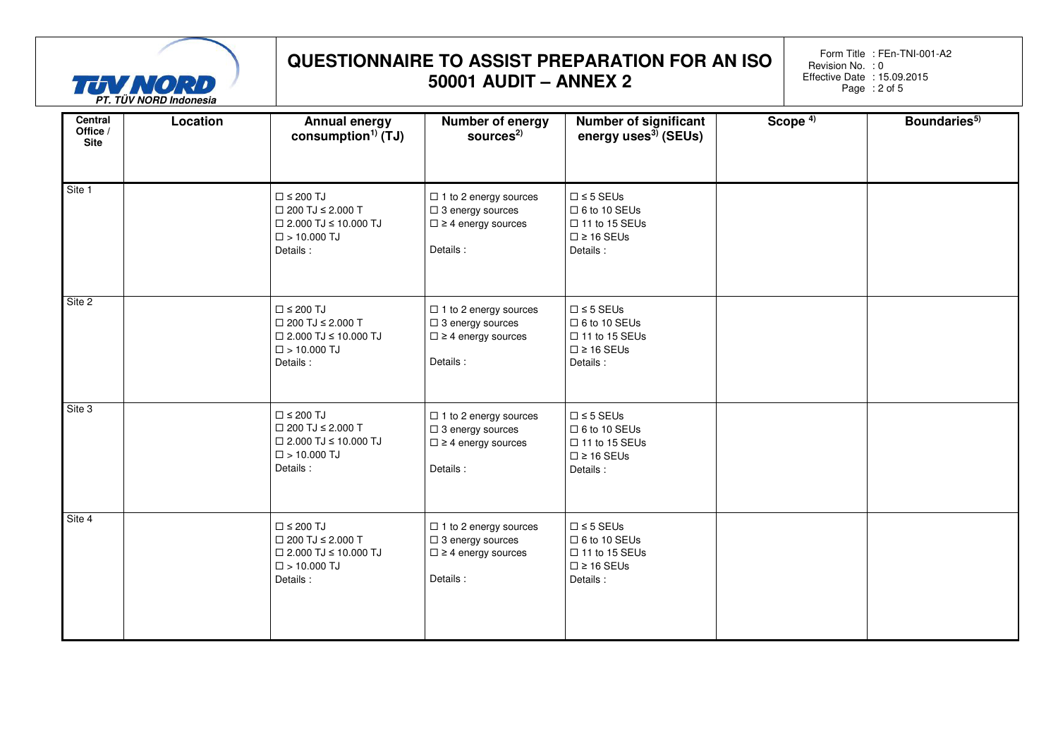# QUESTIONNAIRE TO ASSIST PREPARATION FOR AN ISO 50001 AUDIT – ANNEX 2

| Central Office / Site | Location | Annual energy consumption[1] (TJ) | Number of energy sources[2] | Number of significant energy uses[3] (SEUs) | Scope [4] | Boundaries[5] |
|---|---|---|---|---|---|---|
| Site 1 | | ☐ ≤ 200 TJ<br>☐ 200 TJ ≤ 2.000 T<br>☐ 2.000 TJ ≤ 10.000 TJ<br>☐ > 10.000 TJ<br>Details : | ☐ 1 to 2 energy sources<br>☐ 3 energy sources<br>☐ ≥ 4 energy sources<br><br>Details : | ☐ ≤ 5 SEUs<br>☐ 6 to 10 SEUs<br>☐ 11 to 15 SEUs<br>☐ ≥ 16 SEUs<br>Details : | | |
| Site 2 | | ☐ ≤ 200 TJ<br>☐ 200 TJ ≤ 2.000 T<br>☐ 2.000 TJ ≤ 10.000 TJ<br>☐ > 10.000 TJ<br>Details : | ☐ 1 to 2 energy sources<br>☐ 3 energy sources<br>☐ ≥ 4 energy sources<br><br>Details : | ☐ ≤ 5 SEUs<br>☐ 6 to 10 SEUs<br>☐ 11 to 15 SEUs<br>☐ ≥ 16 SEUs<br>Details : | | |
| Site 3 | | ☐ ≤ 200 TJ<br>☐ 200 TJ ≤ 2.000 T<br>☐ 2.000 TJ ≤ 10.000 TJ<br>☐ > 10.000 TJ<br>Details : | ☐ 1 to 2 energy sources<br>☐ 3 energy sources<br>☐ ≥ 4 energy sources<br><br>Details : | ☐ ≤ 5 SEUs<br>☐ 6 to 10 SEUs<br>☐ 11 to 15 SEUs<br>☐ ≥ 16 SEUs<br>Details : | | |
| Site 4 | | ☐ ≤ 200 TJ<br>☐ 200 TJ ≤ 2.000 T<br>☐ 2.000 TJ ≤ 10.000 TJ<br>☐ > 10.000 TJ<br>Details : | ☐ 1 to 2 energy sources<br>☐ 3 energy sources<br>☐ ≥ 4 energy sources<br><br>Details : | ☐ ≤ 5 SEUs<br>☐ 6 to 10 SEUs<br>☐ 11 to 15 SEUs<br>☐ ≥ 16 SEUs<br>Details : | | |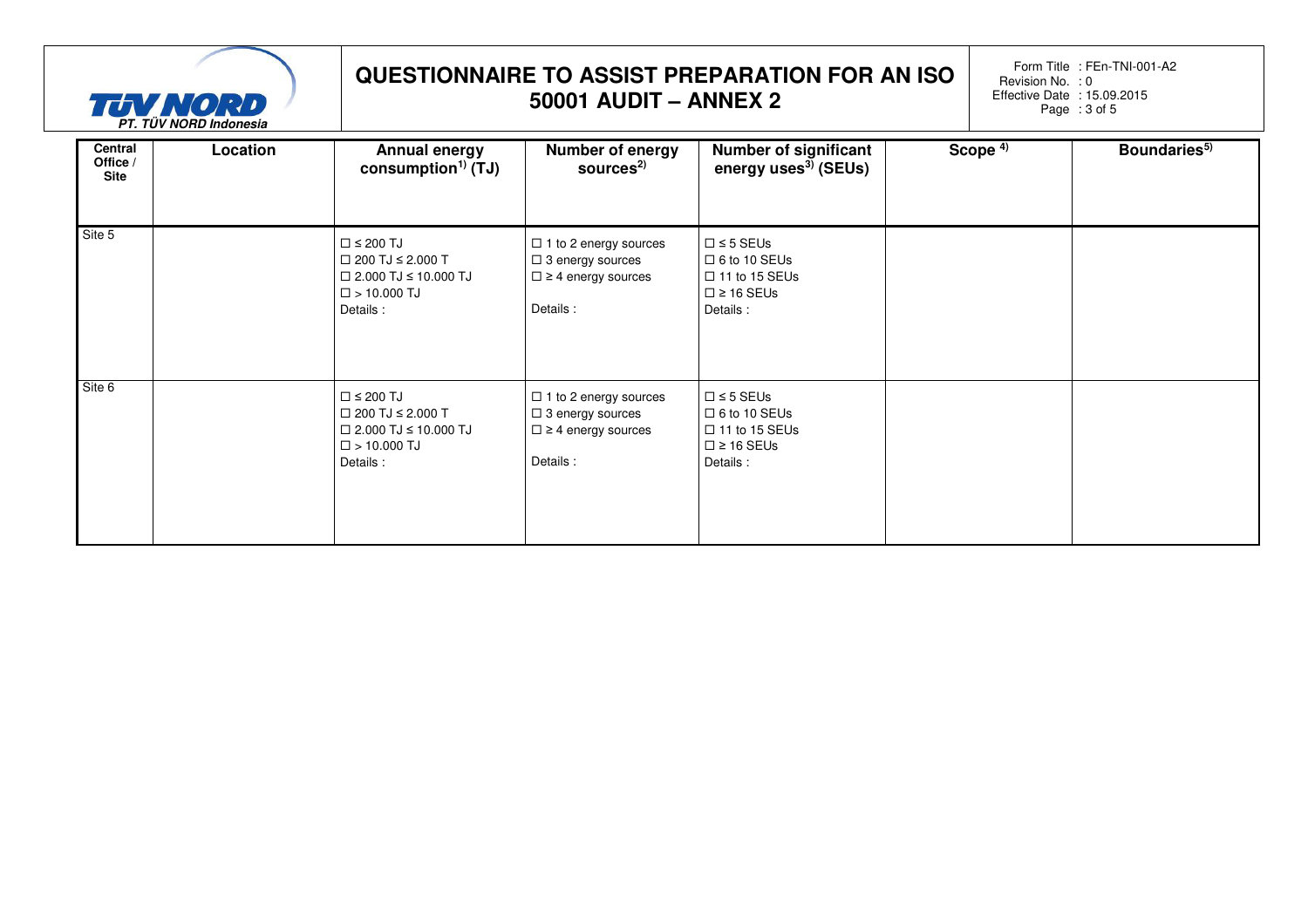| Central Office / Site | Location | Annual energy consumption[1] (TJ) | Number of energy sources[2] | Number of significant energy uses[3] (SEUs) | Scope [4] | Boundaries[5] |
|---|---|---|---|---|---|---|
| Site 5 | | ☐ ≤ 200 TJ<br>☐ 200 TJ ≤ 2.000 T<br>☐ 2.000 TJ ≤ 10.000 TJ<br>☐ > 10.000 TJ<br>Details : | ☐ 1 to 2 energy sources<br>☐ 3 energy sources<br>☐ ≥ 4 energy sources<br><br>Details : | ☐ ≤ 5 SEUs<br>☐ 6 to 10 SEUs<br>☐ 11 to 15 SEUs<br>☐ ≥ 16 SEUs<br>Details : | | |
| Site 6 | | ☐ ≤ 200 TJ<br>☐ 200 TJ ≤ 2.000 T<br>☐ 2.000 TJ ≤ 10.000 TJ<br>☐ > 10.000 TJ<br>Details : | ☐ 1 to 2 energy sources<br>☐ 3 energy sources<br>☐ ≥ 4 energy sources<br><br>Details : | ☐ ≤ 5 SEUs<br>☐ 6 to 10 SEUs<br>☐ 11 to 15 SEUs<br>☐ ≥ 16 SEUs<br>Details : | | |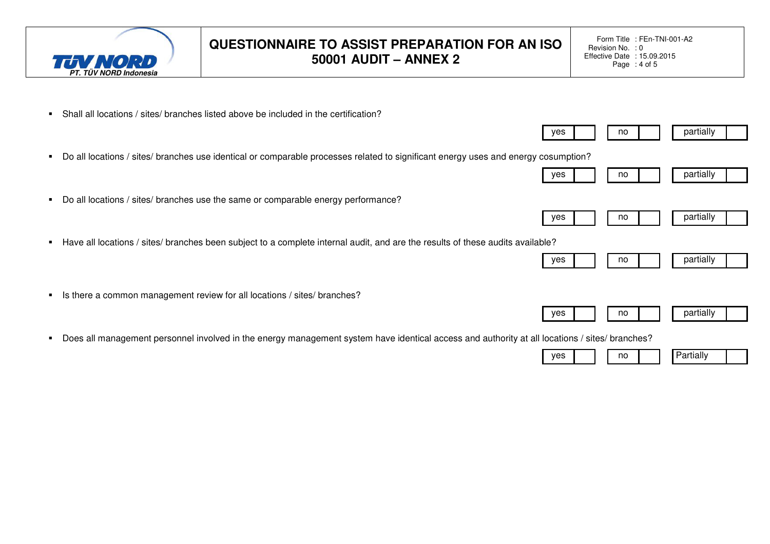- Shall all locations / sites/ branches listed above be included in the certification?

| yes | | no | | partially | |
|---|---|---|---|---|---|

- Do all locations / sites/ branches use identical or comparable processes related to significant energy uses and energy cosumption?

| yes | | no | | partially | |
|---|---|---|---|---|---|

- Do all locations / sites/ branches use the same or comparable energy performance?

| yes | | no | | partially | |
|---|---|---|---|---|---|

- Have all locations / sites/ branches been subject to a complete internal audit, and are the results of these audits available?

| yes | | no | | partially | |
|---|---|---|---|---|---|

- Is there a common management review for all locations / sites/ branches?

| yes | | no | | partially | |
|---|---|---|---|---|---|

- Does all management personnel involved in the energy management system have identical access and authority at all locations / sites/ branches?

| yes | | no | | Partially | |
|---|---|---|---|---|---|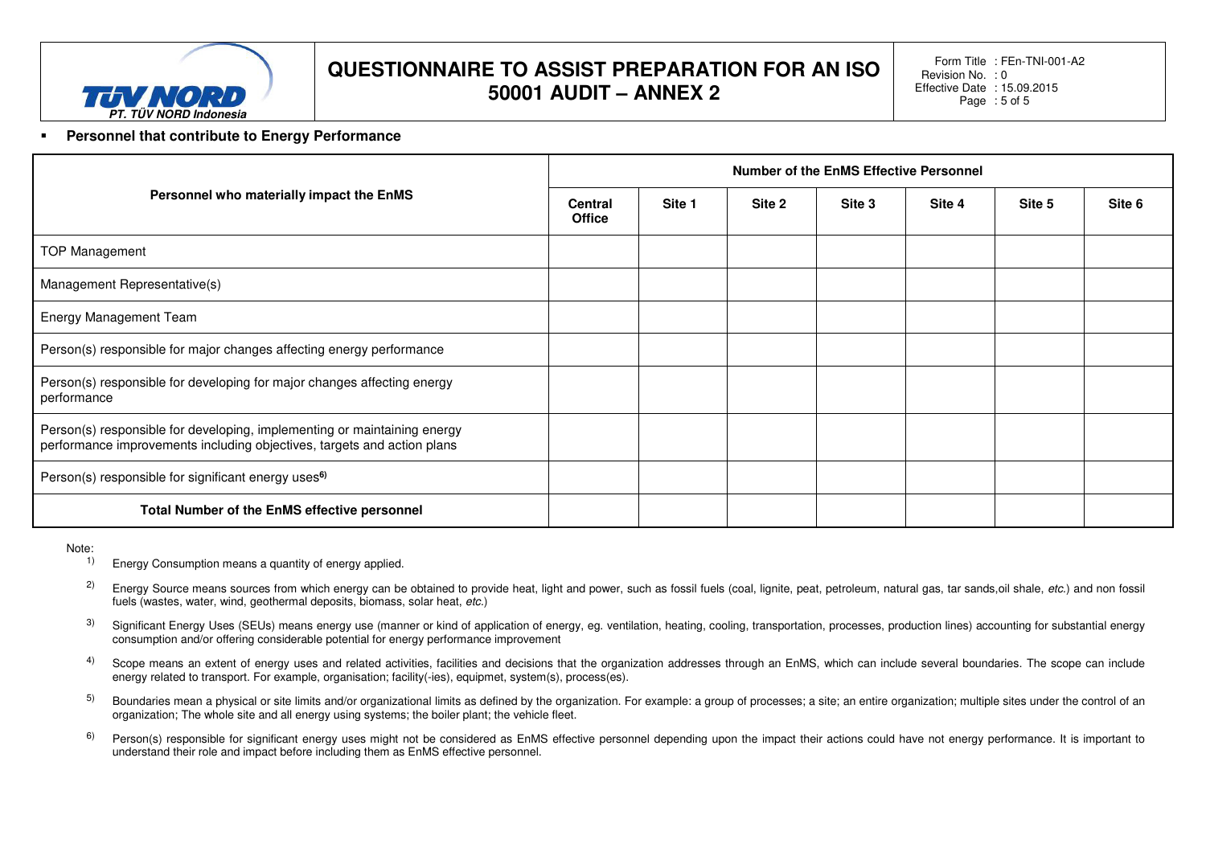- **Personnel that contribute to Energy Performance**

| Personnel who materially impact the EnMS | Number of the EnMS Effective Personnel | | | | | | |
|---|---|---|---|---|---|---|---|
| | Central Office | Site 1 | Site 2 | Site 3 | Site 4 | Site 5 | Site 6 |
| TOP Management | | | | | | | |
| Management Representative(s) | | | | | | | |
| Energy Management Team | | | | | | | |
| Person(s) responsible for major changes affecting energy performance | | | | | | | |
| Person(s) responsible for developing for major changes affecting energy performance | | | | | | | |
| Person(s) responsible for developing, implementing or maintaining energy performance improvements including objectives, targets and action plans | | | | | | | |
| Person(s) responsible for significant energy uses[6)] | | | | | | | |
| **Total Number of the EnMS effective personnel** | | | | | | | |

Note:

[1)] Energy Consumption means a quantity of energy applied.

[2)] Energy Source means sources from which energy can be obtained to provide heat, light and power, such as fossil fuels (coal, lignite, peat, petroleum, natural gas, tar sands,oil shale, *etc.*) and non fossil fuels (wastes, water, wind, geothermal deposits, biomass, solar heat, *etc.*)

[3)] Significant Energy Uses (SEUs) means energy use (manner or kind of application of energy, eg. ventilation, heating, cooling, transportation, processes, production lines) accounting for substantial energy consumption and/or offering considerable potential for energy performance improvement

[4)] Scope means an extent of energy uses and related activities, facilities and decisions that the organization addresses through an EnMS, which can include several boundaries. The scope can include energy related to transport. For example, organisation; facility(-ies), equipmet, system(s), process(es).

[5)] Boundaries mean a physical or site limits and/or organizational limits as defined by the organization. For example: a group of processes; a site; an entire organization; multiple sites under the control of an organization; The whole site and all energy using systems; the boiler plant; the vehicle fleet.

[6)] Person(s) responsible for significant energy uses might not be considered as EnMS effective personnel depending upon the impact their actions could have not energy performance. It is important to understand their role and impact before including them as EnMS effective personnel.